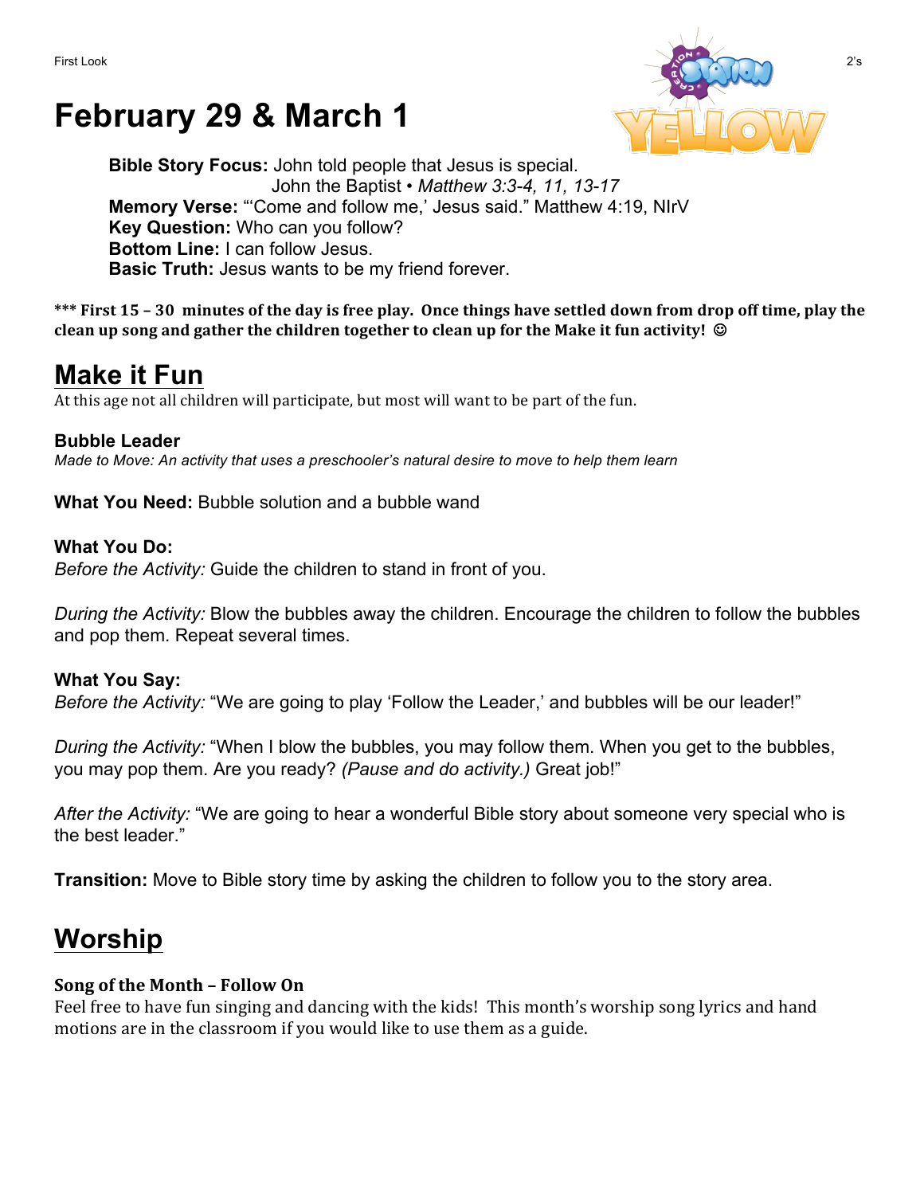# February 29 & March 1

**Bible Story Focus:** John told people that Jesus is special.
John the Baptist • *Matthew 3:3-4, 11, 13-17*
**Memory Verse:** "'Come and follow me,' Jesus said." Matthew 4:19, NIrV
**Key Question:** Who can you follow?
**Bottom Line:** I can follow Jesus.
**Basic Truth:** Jesus wants to be my friend forever.

**\*\*\* First 15 – 30 minutes of the day is free play. Once things have settled down from drop off time, play the clean up song and gather the children together to clean up for the Make it fun activity! ☺**

## Make it Fun

At this age not all children will participate, but most will want to be part of the fun.

### Bubble Leader

*Made to Move: An activity that uses a preschooler's natural desire to move to help them learn*

**What You Need:** Bubble solution and a bubble wand

**What You Do:**
*Before the Activity:* Guide the children to stand in front of you.

*During the Activity:* Blow the bubbles away the children. Encourage the children to follow the bubbles and pop them. Repeat several times.

**What You Say:**
*Before the Activity:* "We are going to play 'Follow the Leader,' and bubbles will be our leader!"

*During the Activity:* "When I blow the bubbles, you may follow them. When you get to the bubbles, you may pop them. Are you ready? *(Pause and do activity.)* Great job!"

*After the Activity:* "We are going to hear a wonderful Bible story about someone very special who is the best leader."

**Transition:** Move to Bible story time by asking the children to follow you to the story area.

## Worship

**Song of the Month – Follow On**
Feel free to have fun singing and dancing with the kids! This month's worship song lyrics and hand motions are in the classroom if you would like to use them as a guide.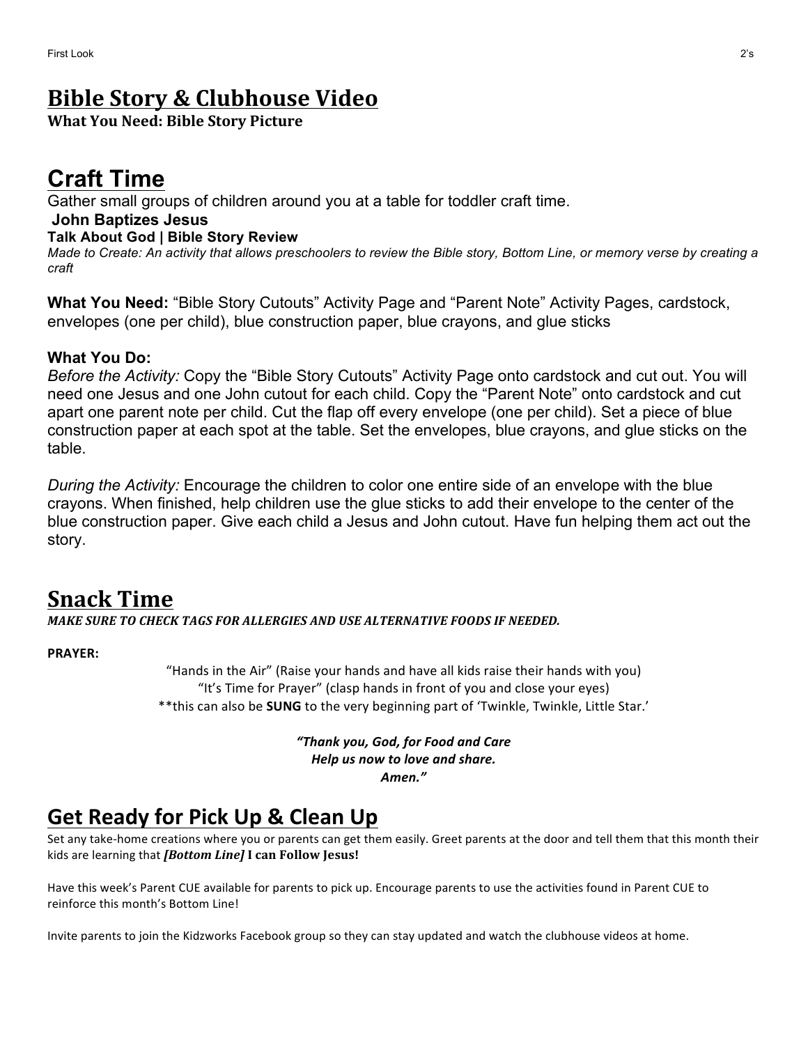## Bible Story & Clubhouse Video

**What You Need: Bible Story Picture**

## Craft Time

Gather small groups of children around you at a table for toddler craft time.

**John Baptizes Jesus**

**Talk About God | Bible Story Review**

*Made to Create: An activity that allows preschoolers to review the Bible story, Bottom Line, or memory verse by creating a craft*

**What You Need:** "Bible Story Cutouts" Activity Page and "Parent Note" Activity Pages, cardstock, envelopes (one per child), blue construction paper, blue crayons, and glue sticks

**What You Do:**

*Before the Activity:* Copy the "Bible Story Cutouts" Activity Page onto cardstock and cut out. You will need one Jesus and one John cutout for each child. Copy the "Parent Note" onto cardstock and cut apart one parent note per child. Cut the flap off every envelope (one per child). Set a piece of blue construction paper at each spot at the table. Set the envelopes, blue crayons, and glue sticks on the table.

*During the Activity:* Encourage the children to color one entire side of an envelope with the blue crayons. When finished, help children use the glue sticks to add their envelope to the center of the blue construction paper. Give each child a Jesus and John cutout. Have fun helping them act out the story.

## Snack Time

***MAKE SURE TO CHECK TAGS FOR ALLERGIES AND USE ALTERNATIVE FOODS IF NEEDED.***

**PRAYER:**

"Hands in the Air" (Raise your hands and have all kids raise their hands with you)
"It's Time for Prayer" (clasp hands in front of you and close your eyes)
**this can also be **SUNG** to the very beginning part of 'Twinkle, Twinkle, Little Star.'

***"Thank you, God, for Food and Care***
***Help us now to love and share.***
***Amen."***

## Get Ready for Pick Up & Clean Up

Set any take-home creations where you or parents can get them easily. Greet parents at the door and tell them that this month their kids are learning that ***[Bottom Line]* I can Follow Jesus!**

Have this week's Parent CUE available for parents to pick up. Encourage parents to use the activities found in Parent CUE to reinforce this month's Bottom Line!

Invite parents to join the Kidzworks Facebook group so they can stay updated and watch the clubhouse videos at home.